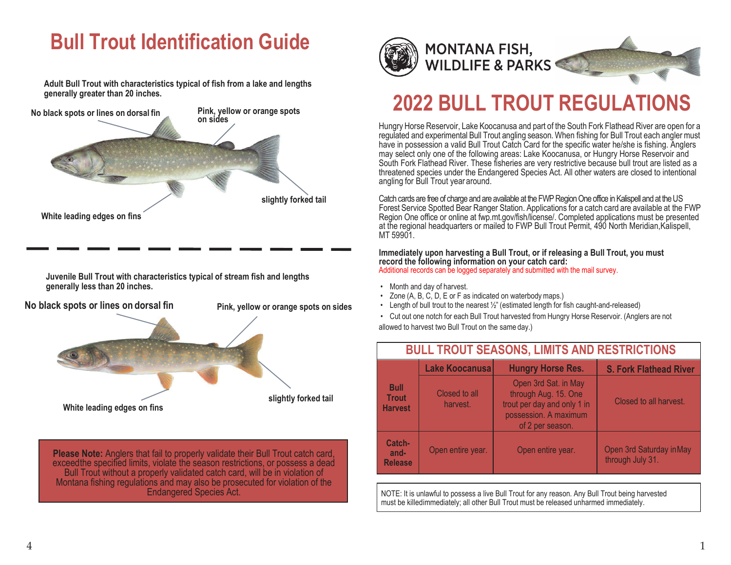# Bull Trout Identification Guide

**Adult Bull Trout with characteristics typical of fish from a lake and lengths generally greater than 20 inches.**

**No black spots or lines on dorsal fin**

**Pink, yellow or orange spots on sides**

**slightly forked tail**

**White leading edges on fins**

**Juvenile Bull Trout with characteristics typical of stream fish and lengths generally less than 20 inches.**

**No black spots or lines on dorsal fin**

**Pink, yellow or orange spots on sides**

**slightly forked tail**

**White leading edges on fins**

**Please Note:** Anglers that fail to properly validate their Bull Trout catch card, exceedthe specified limits, violate the season restrictions, or possess a dead Bull Trout without a properly validated catch card, will be in violation of Montana fishing regulations and may also be prosecuted for violation of the Endangered Species Act.

MONTANA FISH, WILDLIFE & PARKS

# 2022 BULL TROUT REGULATIONS

Hungry Horse Reservoir, Lake Koocanusa and part of the South Fork Flathead River are open for a regulated and experimental Bull Trout angling season. When fishing for Bull Trout each angler must have in possession a valid Bull Trout Catch Card for the specific water he/she is fishing. Anglers may select only one of the following areas: Lake Koocanusa, or Hungry Horse Reservoir and South Fork Flathead River. These fisheries are very restrictive because bull trout are listed as a threatened species under the Endangered Species Act. All other waters are closed to intentional angling for Bull Trout year around.

Catch cards are free of charge and are available at the FWP Region One office in Kalispell and at the US Forest Service Spotted Bear Ranger Station. Applications for a catch card are available at the FWP Region One office or online at fwp.mt.gov/fish/license/. Completed applications must be presented at the regional headquarters or mailed to FWP Bull Trout Permit, 490 North Meridian,Kalispell, MT 59901.

**Immediately upon harvesting a Bull Trout, or if releasing a Bull Trout, you must record the following information on your catch card:**
Additional records can be logged separately and submitted with the mail survey.

- Month and day of harvest.
- Zone (A, B, C, D, E or F as indicated on waterbody maps.)
- Length of bull trout to the nearest ½" (estimated length for fish caught-and-released)
- Cut out one notch for each Bull Trout harvested from Hungry Horse Reservoir. (Anglers are not allowed to harvest two Bull Trout on the same day.)

## BULL TROUT SEASONS, LIMITS AND RESTRICTIONS

| | Lake Koocanusa | Hungry Horse Res. | S. Fork Flathead River |
|---|---|---|---|
| **Bull Trout Harvest** | Closed to all harvest. | Open 3rd Sat. in May through Aug. 15. One trout per day and only 1 in possession. A maximum of 2 per season. | Closed to all harvest. |
| **Catch-and-Release** | Open entire year. | Open entire year. | Open 3rd Saturday inMay through July 31. |

NOTE: It is unlawful to possess a live Bull Trout for any reason. Any Bull Trout being harvested must be killedimmediately; all other Bull Trout must be released unharmed immediately.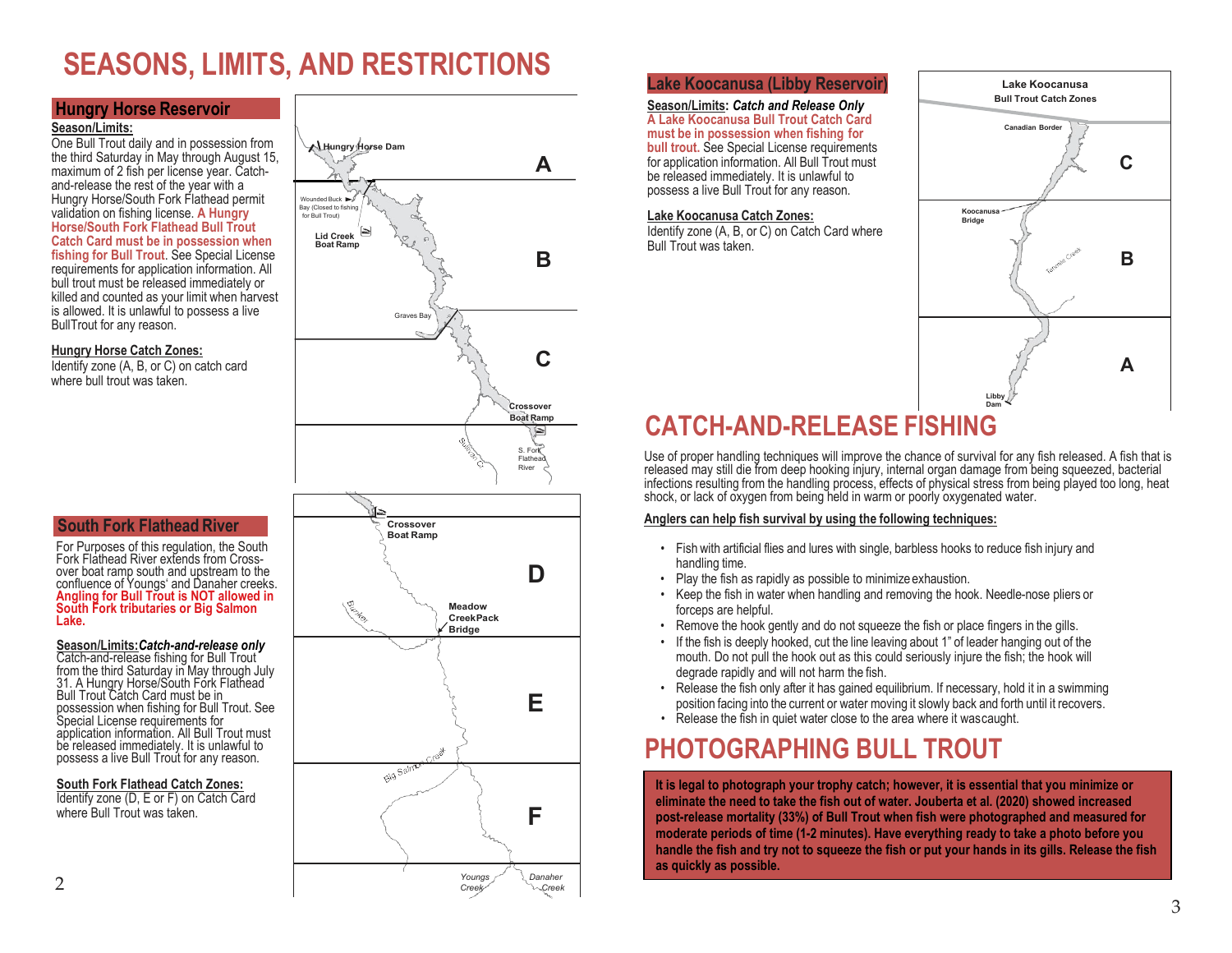# SEASONS, LIMITS, AND RESTRICTIONS

## Hungry Horse Reservoir

**Season/Limits:**

One Bull Trout daily and in possession from the third Saturday in May through August 15, maximum of 2 fish per license year. Catch-and-release the rest of the year with a Hungry Horse/South Fork Flathead permit validation on fishing license. **A Hungry Horse/South Fork Flathead Bull Trout Catch Card must be in possession when fishing for Bull Trout**. See Special License requirements for application information. All bull trout must be released immediately or killed and counted as your limit when harvest is allowed. It is unlawful to possess a live BullTrout for any reason.

**Hungry Horse Catch Zones:**

Identify zone (A, B, or C) on catch card where bull trout was taken.

Hungry Horse Dam
A
Wounded Buck Bay (Closed to fishing for Bull Trout)
Lid Creek Boat Ramp
B
Graves Bay
C
Crossover Boat Ramp
Sullivan Cr.
S. Fork Flathead River

## South Fork Flathead River

For Purposes of this regulation, the South Fork Flathead River extends from Crossover boat ramp south and upstream to the confluence of Youngs' and Danaher creeks. **Angling for Bull Trout is NOT allowed in South Fork tributaries or Big Salmon Lake.**

**Season/Limits:** ***Catch-and-release only***

Catch-and-release fishing for Bull Trout from the third Saturday in May through July 31. A Hungry Horse/South Fork Flathead Bull Trout Catch Card must be in possession when fishing for Bull Trout. See Special License requirements for application information. All Bull Trout must be released immediately. It is unlawful to possess a live Bull Trout for any reason.

**South Fork Flathead Catch Zones:**

Identify zone (D, E or F) on Catch Card where Bull Trout was taken.

Crossover Boat Ramp
D
Bunker
Meadow CreekPack Bridge
E
Big Salmon Creek
F
Youngs Creek
Danaher Creek

## Lake Koocanusa (Libby Reservoir)

**Season/Limits:** ***Catch and Release Only***

**A Lake Koocanusa Bull Trout Catch Card must be in possession when fishing for bull trout.** See Special License requirements for application information. All Bull Trout must be released immediately. It is unlawful to possess a live Bull Trout for any reason.

**Lake Koocanusa Catch Zones:**

Identify zone (A, B, or C) on Catch Card where Bull Trout was taken.

Lake Koocanusa
Bull Trout Catch Zones
Canadian Border
C
Koocanusa Bridge
Tobacco Creek
B
A
Libby Dam

# CATCH-AND-RELEASE FISHING

Use of proper handling techniques will improve the chance of survival for any fish released. A fish that is released may still die from deep hooking injury, internal organ damage from being squeezed, bacterial infections resulting from the handling process, effects of physical stress from being played too long, heat shock, or lack of oxygen from being held in warm or poorly oxygenated water.

**Anglers can help fish survival by using the following techniques:**

- Fish with artificial flies and lures with single, barbless hooks to reduce fish injury and handling time.
- Play the fish as rapidly as possible to minimize exhaustion.
- Keep the fish in water when handling and removing the hook. Needle-nose pliers or forceps are helpful.
- Remove the hook gently and do not squeeze the fish or place fingers in the gills.
- If the fish is deeply hooked, cut the line leaving about 1" of leader hanging out of the mouth. Do not pull the hook out as this could seriously injure the fish; the hook will degrade rapidly and will not harm the fish.
- Release the fish only after it has gained equilibrium. If necessary, hold it in a swimming position facing into the current or water moving it slowly back and forth until it recovers.
- Release the fish in quiet water close to the area where it wascaught.

# PHOTOGRAPHING BULL TROUT

**It is legal to photograph your trophy catch; however, it is essential that you minimize or eliminate the need to take the fish out of water. Jouberta et al. (2020) showed increased post-release mortality (33%) of Bull Trout when fish were photographed and measured for moderate periods of time (1-2 minutes). Have everything ready to take a photo before you handle the fish and try not to squeeze the fish or put your hands in its gills. Release the fish as quickly as possible.**